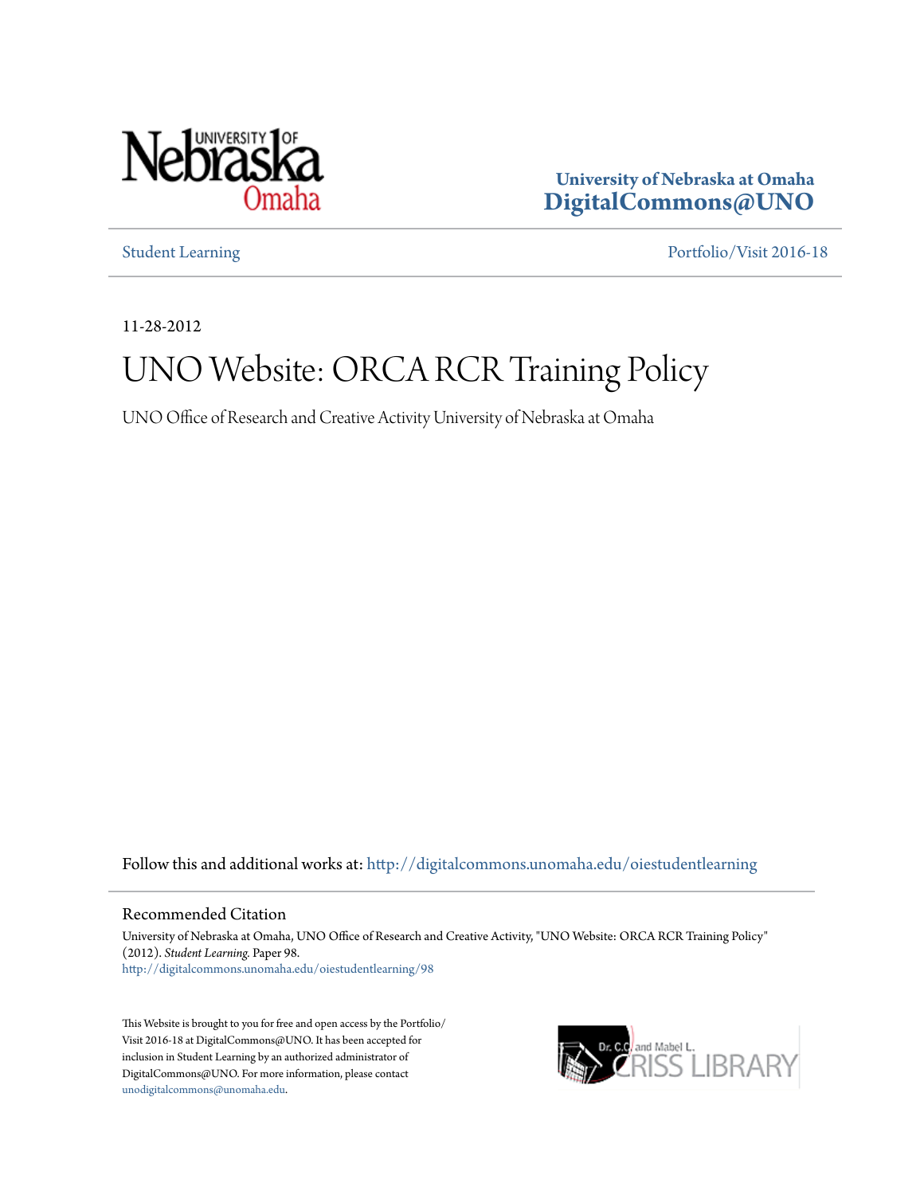University of Nebraska at Omaha
DigitalCommons@UNO

Student Learning

Portfolio/Visit 2016-18

11-28-2012

# UNO Website: ORCA RCR Training Policy

UNO Office of Research and Creative Activity University of Nebraska at Omaha

Follow this and additional works at: http://digitalcommons.unomaha.edu/oiestudentlearning

## Recommended Citation

University of Nebraska at Omaha, UNO Office of Research and Creative Activity, "UNO Website: ORCA RCR Training Policy" (2012). *Student Learning.* Paper 98.
http://digitalcommons.unomaha.edu/oiestudentlearning/98

This Website is brought to you for free and open access by the Portfolio/Visit 2016-18 at DigitalCommons@UNO. It has been accepted for inclusion in Student Learning by an authorized administrator of DigitalCommons@UNO. For more information, please contact unodigitalcommons@unomaha.edu.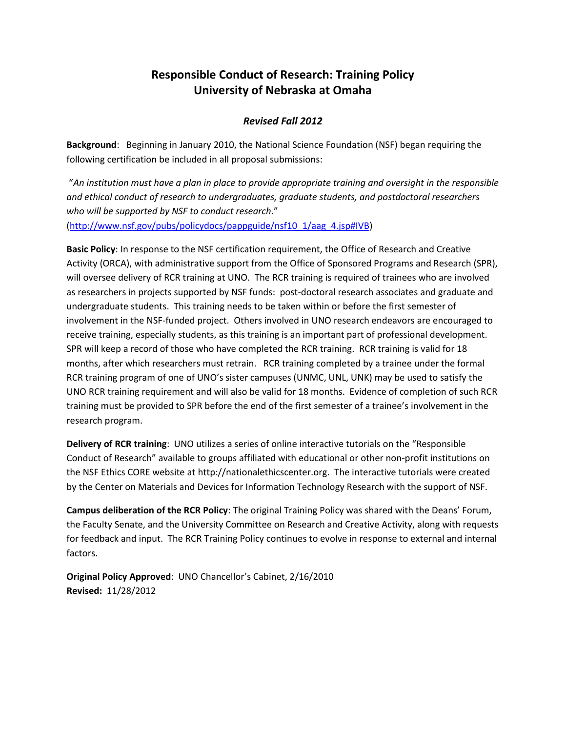# Responsible Conduct of Research: Training Policy
# University of Nebraska at Omaha

***Revised Fall 2012***

**Background**: Beginning in January 2010, the National Science Foundation (NSF) began requiring the following certification be included in all proposal submissions:

"*An institution must have a plan in place to provide appropriate training and oversight in the responsible and ethical conduct of research to undergraduates, graduate students, and postdoctoral researchers who will be supported by NSF to conduct research*."
([http://www.nsf.gov/pubs/policydocs/pappguide/nsf10_1/aag_4.jsp#IVB](http://www.nsf.gov/pubs/policydocs/pappguide/nsf10_1/aag_4.jsp#IVB))

**Basic Policy**: In response to the NSF certification requirement, the Office of Research and Creative Activity (ORCA), with administrative support from the Office of Sponsored Programs and Research (SPR), will oversee delivery of RCR training at UNO. The RCR training is required of trainees who are involved as researchers in projects supported by NSF funds: post-doctoral research associates and graduate and undergraduate students. This training needs to be taken within or before the first semester of involvement in the NSF-funded project. Others involved in UNO research endeavors are encouraged to receive training, especially students, as this training is an important part of professional development. SPR will keep a record of those who have completed the RCR training. RCR training is valid for 18 months, after which researchers must retrain. RCR training completed by a trainee under the formal RCR training program of one of UNO's sister campuses (UNMC, UNL, UNK) may be used to satisfy the UNO RCR training requirement and will also be valid for 18 months. Evidence of completion of such RCR training must be provided to SPR before the end of the first semester of a trainee's involvement in the research program.

**Delivery of RCR training**: UNO utilizes a series of online interactive tutorials on the "Responsible Conduct of Research" available to groups affiliated with educational or other non-profit institutions on the NSF Ethics CORE website at http://nationalethicscenter.org. The interactive tutorials were created by the Center on Materials and Devices for Information Technology Research with the support of NSF.

**Campus deliberation of the RCR Policy**: The original Training Policy was shared with the Deans' Forum, the Faculty Senate, and the University Committee on Research and Creative Activity, along with requests for feedback and input. The RCR Training Policy continues to evolve in response to external and internal factors.

**Original Policy Approved**: UNO Chancellor's Cabinet, 2/16/2010
**Revised:** 11/28/2012